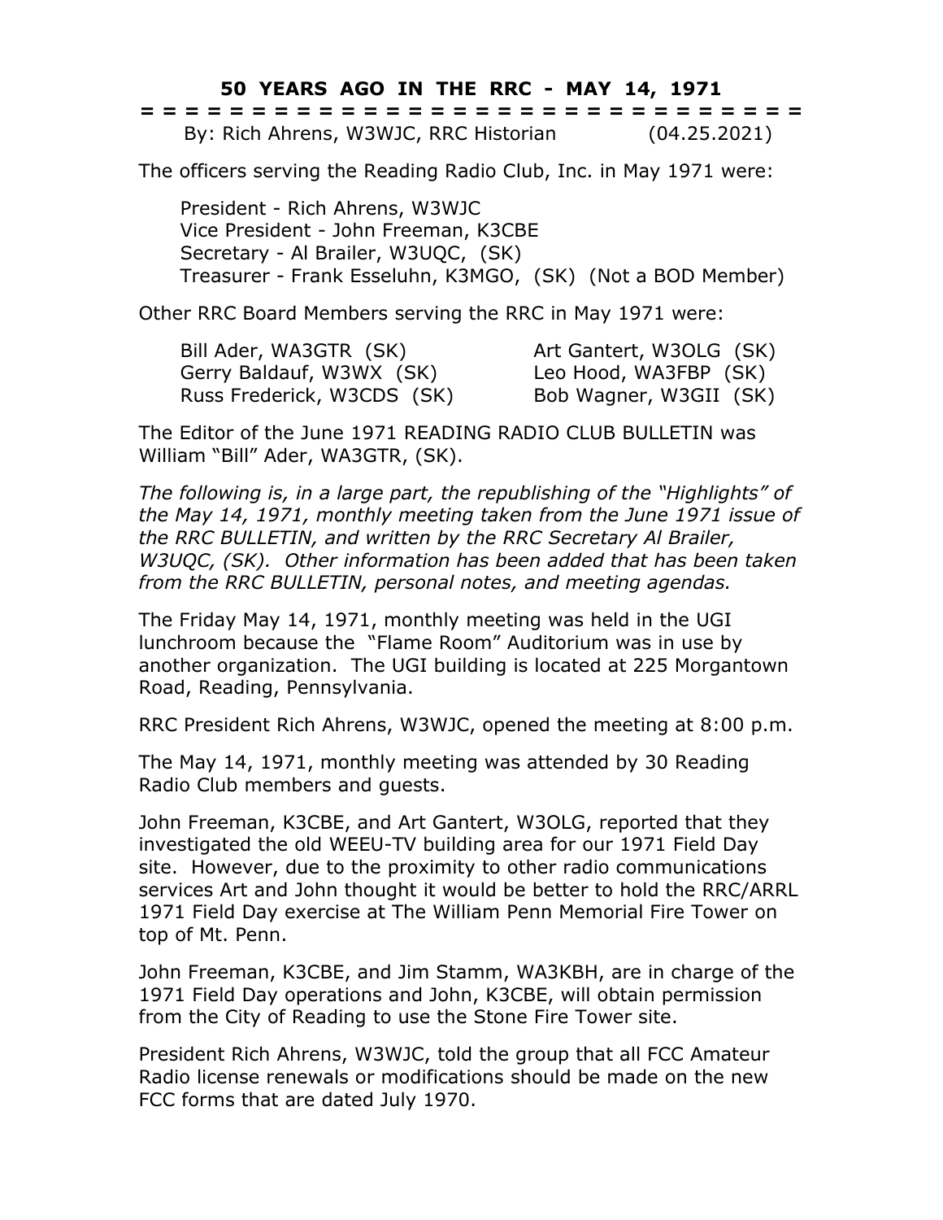# 50 YEARS AGO IN THE RRC - MAY 14, 1971

= = = = = = = = = = = = = = = = = = = = = = = = = = = = = = = = = =

By: Rich Ahrens, W3WJC, RRC Historian (04.25.2021)

The officers serving the Reading Radio Club, Inc. in May 1971 were:

President - Rich Ahrens, W3WJC
Vice President - John Freeman, K3CBE
Secretary - Al Brailer, W3UQC, (SK)
Treasurer - Frank Esseluhn, K3MGO, (SK) (Not a BOD Member)

Other RRC Board Members serving the RRC in May 1971 were:

Bill Ader, WA3GTR (SK)
Gerry Baldauf, W3WX (SK)
Russ Frederick, W3CDS (SK)
Art Gantert, W3OLG (SK)
Leo Hood, WA3FBP (SK)
Bob Wagner, W3GII (SK)

The Editor of the June 1971 READING RADIO CLUB BULLETIN was William "Bill" Ader, WA3GTR, (SK).

*The following is, in a large part, the republishing of the "Highlights" of the May 14, 1971, monthly meeting taken from the June 1971 issue of the RRC BULLETIN, and written by the RRC Secretary Al Brailer, W3UQC, (SK). Other information has been added that has been taken from the RRC BULLETIN, personal notes, and meeting agendas.*

The Friday May 14, 1971, monthly meeting was held in the UGI lunchroom because the "Flame Room" Auditorium was in use by another organization. The UGI building is located at 225 Morgantown Road, Reading, Pennsylvania.

RRC President Rich Ahrens, W3WJC, opened the meeting at 8:00 p.m.

The May 14, 1971, monthly meeting was attended by 30 Reading Radio Club members and guests.

John Freeman, K3CBE, and Art Gantert, W3OLG, reported that they investigated the old WEEU-TV building area for our 1971 Field Day site. However, due to the proximity to other radio communications services Art and John thought it would be better to hold the RRC/ARRL 1971 Field Day exercise at The William Penn Memorial Fire Tower on top of Mt. Penn.

John Freeman, K3CBE, and Jim Stamm, WA3KBH, are in charge of the 1971 Field Day operations and John, K3CBE, will obtain permission from the City of Reading to use the Stone Fire Tower site.

President Rich Ahrens, W3WJC, told the group that all FCC Amateur Radio license renewals or modifications should be made on the new FCC forms that are dated July 1970.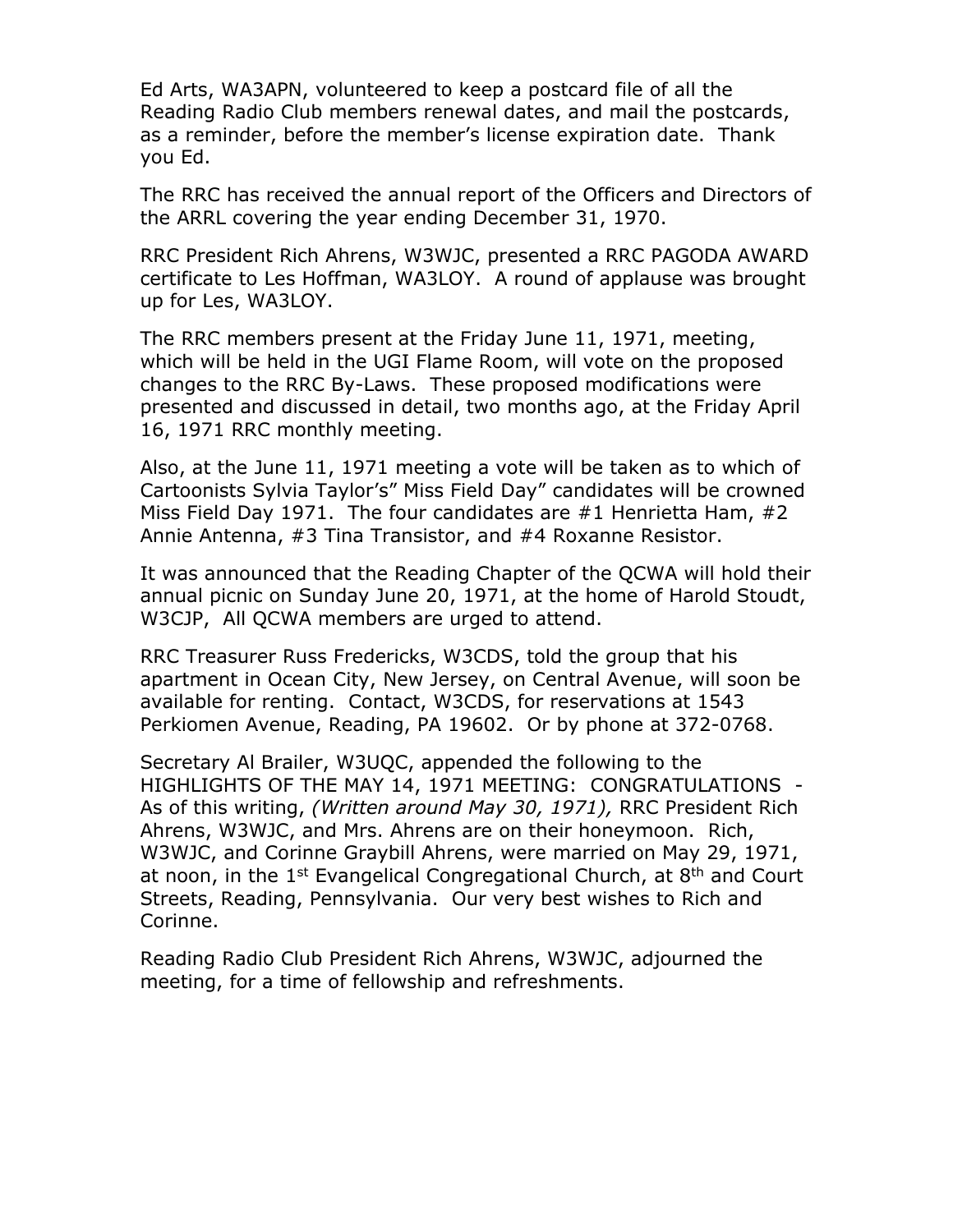Ed Arts, WA3APN, volunteered to keep a postcard file of all the Reading Radio Club members renewal dates, and mail the postcards, as a reminder, before the member's license expiration date. Thank you Ed.

The RRC has received the annual report of the Officers and Directors of the ARRL covering the year ending December 31, 1970.

RRC President Rich Ahrens, W3WJC, presented a RRC PAGODA AWARD certificate to Les Hoffman, WA3LOY. A round of applause was brought up for Les, WA3LOY.

The RRC members present at the Friday June 11, 1971, meeting, which will be held in the UGI Flame Room, will vote on the proposed changes to the RRC By-Laws. These proposed modifications were presented and discussed in detail, two months ago, at the Friday April 16, 1971 RRC monthly meeting.

Also, at the June 11, 1971 meeting a vote will be taken as to which of Cartoonists Sylvia Taylor's" Miss Field Day" candidates will be crowned Miss Field Day 1971. The four candidates are #1 Henrietta Ham, #2 Annie Antenna, #3 Tina Transistor, and #4 Roxanne Resistor.

It was announced that the Reading Chapter of the QCWA will hold their annual picnic on Sunday June 20, 1971, at the home of Harold Stoudt, W3CJP, All QCWA members are urged to attend.

RRC Treasurer Russ Fredericks, W3CDS, told the group that his apartment in Ocean City, New Jersey, on Central Avenue, will soon be available for renting. Contact, W3CDS, for reservations at 1543 Perkiomen Avenue, Reading, PA 19602. Or by phone at 372-0768.

Secretary Al Brailer, W3UQC, appended the following to the HIGHLIGHTS OF THE MAY 14, 1971 MEETING: CONGRATULATIONS - As of this writing, *(Written around May 30, 1971),* RRC President Rich Ahrens, W3WJC, and Mrs. Ahrens are on their honeymoon. Rich, W3WJC, and Corinne Graybill Ahrens, were married on May 29, 1971, at noon, in the 1st Evangelical Congregational Church, at 8th and Court Streets, Reading, Pennsylvania. Our very best wishes to Rich and Corinne.

Reading Radio Club President Rich Ahrens, W3WJC, adjourned the meeting, for a time of fellowship and refreshments.